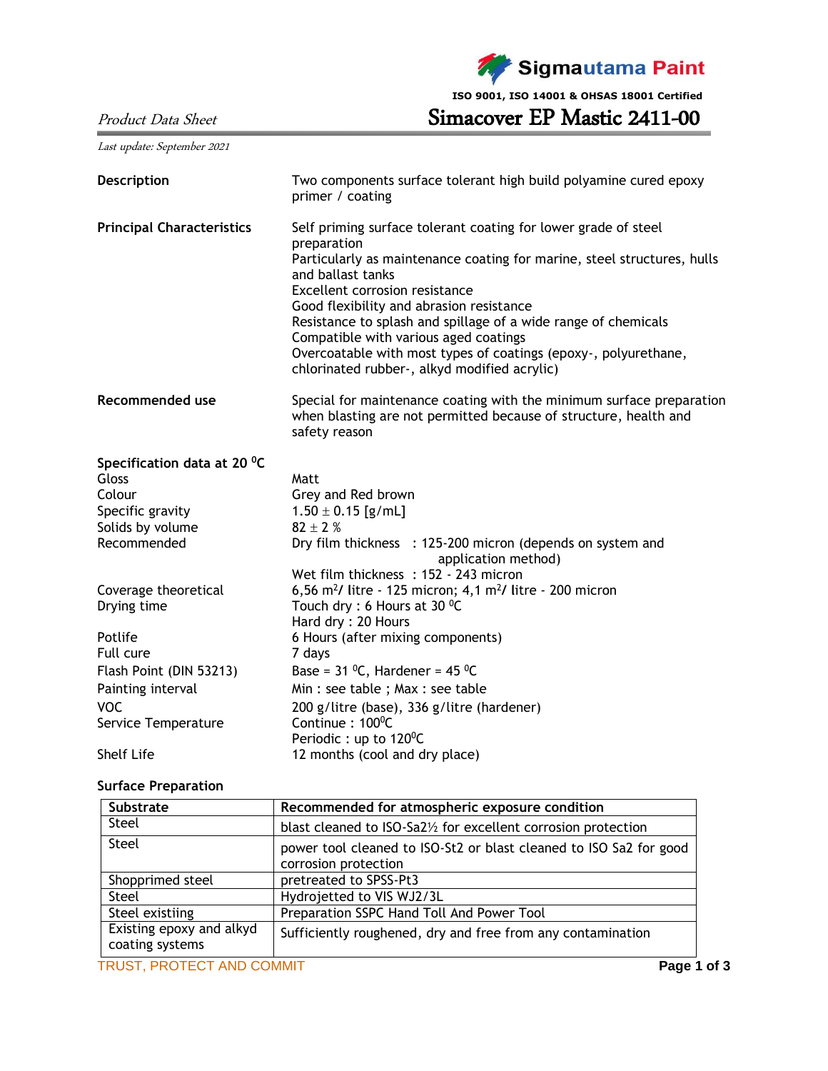Sigmautama Paint

ISO 9001, ISO 14001 & OHSAS 18001 Certified

*Product Data Sheet*

# Simacover EP Mastic 2411-00

*Last update: September 2021*

**Description**

Two components surface tolerant high build polyamine cured epoxy primer / coating

**Principal Characteristics**

Self priming surface tolerant coating for lower grade of steel preparation
Particularly as maintenance coating for marine, steel structures, hulls and ballast tanks
Excellent corrosion resistance
Good flexibility and abrasion resistance
Resistance to splash and spillage of a wide range of chemicals
Compatible with various aged coatings
Overcoatable with most types of coatings (epoxy-, polyurethane, chlorinated rubber-, alkyd modified acrylic)

**Recommended use**

Special for maintenance coating with the minimum surface preparation when blasting are not permitted because of structure, health and safety reason

**Specification data at 20 $^0$C**

| | |
|---|---|
| Gloss | Matt |
| Colour | Grey and Red brown |
| Specific gravity | 1.50 ± 0.15 [g/mL] |
| Solids by volume | 82 ± 2 % |
| Recommended | Dry film thickness : 125-200 micron (depends on system and application method)<br>Wet film thickness : 152 - 243 micron |
| Coverage theoretical | 6,56 m$^2$/ litre - 125 micron; 4,1 m$^2$/ litre - 200 micron |
| Drying time | Touch dry : 6 Hours at 30 $^0$C<br>Hard dry : 20 Hours |
| Potlife | 6 Hours (after mixing components) |
| Full cure | 7 days |
| Flash Point (DIN 53213) | Base = 31 $^0$C, Hardener = 45 $^0$C |
| Painting interval | Min : see table ; Max : see table |
| VOC | 200 g/litre (base), 336 g/litre (hardener) |
| Service Temperature | Continue : 100$^0$C<br>Periodic : up to 120$^0$C |
| Shelf Life | 12 months (cool and dry place) |

**Surface Preparation**

| Substrate | Recommended for atmospheric exposure condition |
|---|---|
| Steel | blast cleaned to ISO-Sa2½ for excellent corrosion protection |
| Steel | power tool cleaned to ISO-St2 or blast cleaned to ISO Sa2 for good corrosion protection |
| Shopprimed steel | pretreated to SPSS-Pt3 |
| Steel | Hydrojetted to VIS WJ2/3L |
| Steel existiing | Preparation SSPC Hand Toll And Power Tool |
| Existing epoxy and alkyd coating systems | Sufficiently roughened, dry and free from any contamination |

TRUST, PROTECT AND COMMIT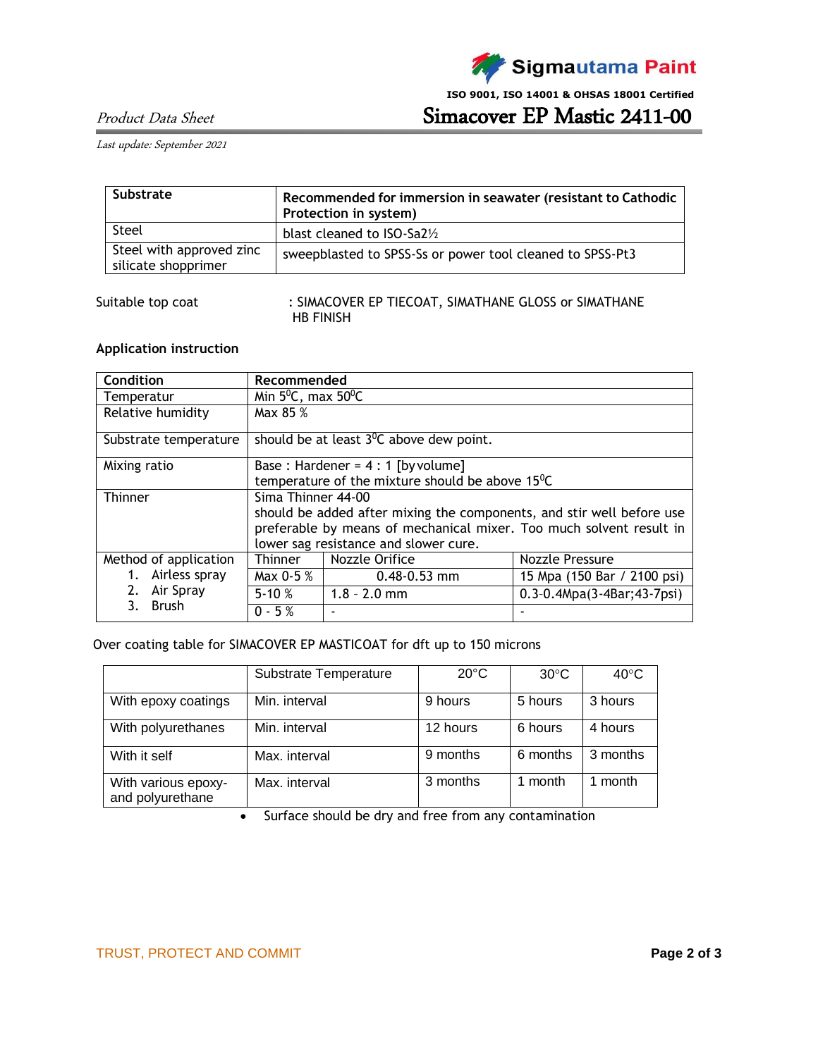*Product Data Sheet*

# Simacover EP Mastic 2411-00

*Last update: September 2021*

| Substrate | Recommended for immersion in seawater (resistant to Cathodic Protection in system) |
|---|---|
| Steel | blast cleaned to ISO-Sa2½ |
| Steel with approved zinc silicate shopprimer | sweepblasted to SPSS-Ss or power tool cleaned to SPSS-Pt3 |

Suitable top coat : SIMACOVER EP TIECOAT, SIMATHANE GLOSS or SIMATHANE HB FINISH

**Application instruction**

| Condition | Recommended | | |
|---|---|---|---|
| Temperatur | Min 5⁰C, max 50⁰C | | |
| Relative humidity | Max 85 % | | |
| Substrate temperature | should be at least 3⁰C above dew point. | | |
| Mixing ratio | Base : Hardener = 4 : 1 [by volume]<br>temperature of the mixture should be above 15⁰C | | |
| Thinner | Sima Thinner 44-00<br>should be added after mixing the components, and stir well before use preferable by means of mechanical mixer. Too much solvent result in lower sag resistance and slower cure. | | |
| Method of application | Thinner | Nozzle Orifice | Nozzle Pressure |
| 1. Airless spray | Max 0-5 % | 0.48-0.53 mm | 15 Mpa (150 Bar / 2100 psi) |
| 2. Air Spray | 5-10 % | 1.8 - 2.0 mm | 0.3-0.4Mpa(3-4Bar;43-7psi) |
| 3. Brush | 0 - 5 % | - | - |

Over coating table for SIMACOVER EP MASTICOAT for dft up to 150 microns

| | Substrate Temperature | 20°C | 30°C | 40°C |
|---|---|---|---|---|
| With epoxy coatings | Min. interval | 9 hours | 5 hours | 3 hours |
| With polyurethanes | Min. interval | 12 hours | 6 hours | 4 hours |
| With it self | Max. interval | 9 months | 6 months | 3 months |
| With various epoxy- and polyurethane | Max. interval | 3 months | 1 month | 1 month |

- Surface should be dry and free from any contamination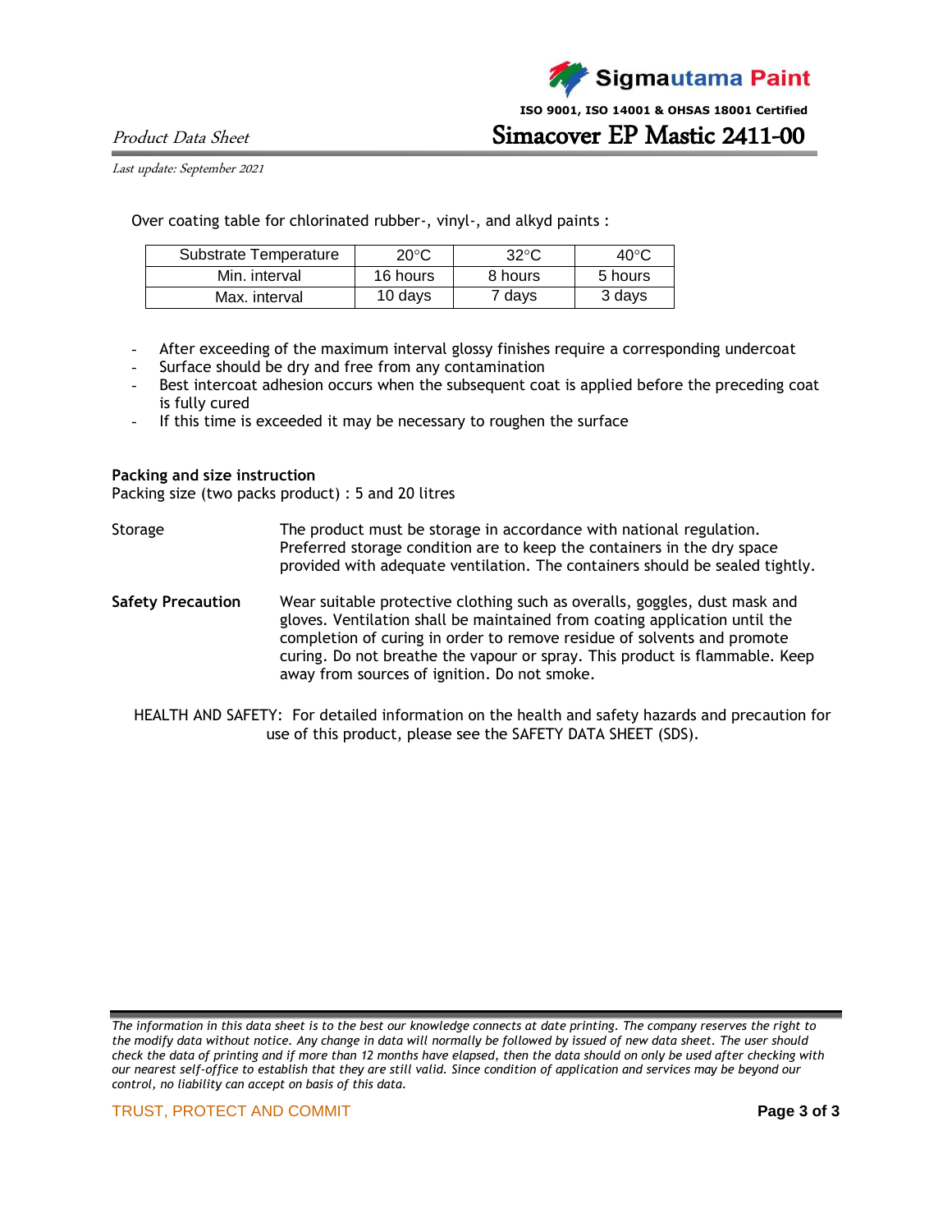Over coating table for chlorinated rubber-, vinyl-, and alkyd paints :

| Substrate Temperature | 20°C | 32°C | 40°C |
|---|---|---|---|
| Min. interval | 16 hours | 8 hours | 5 hours |
| Max. interval | 10 days | 7 days | 3 days |

- After exceeding of the maximum interval glossy finishes require a corresponding undercoat
- Surface should be dry and free from any contamination
- Best intercoat adhesion occurs when the subsequent coat is applied before the preceding coat is fully cured
- If this time is exceeded it may be necessary to roughen the surface

**Packing and size instruction**

Packing size (two packs product) : 5 and 20 litres

Storage — The product must be storage in accordance with national regulation. Preferred storage condition are to keep the containers in the dry space provided with adequate ventilation. The containers should be sealed tightly.

**Safety Precaution** — Wear suitable protective clothing such as overalls, goggles, dust mask and gloves. Ventilation shall be maintained from coating application until the completion of curing in order to remove residue of solvents and promote curing. Do not breathe the vapour or spray. This product is flammable. Keep away from sources of ignition. Do not smoke.

HEALTH AND SAFETY: For detailed information on the health and safety hazards and precaution for use of this product, please see the SAFETY DATA SHEET (SDS).

*The information in this data sheet is to the best our knowledge connects at date printing. The company reserves the right to the modify data without notice. Any change in data will normally be followed by issued of new data sheet. The user should check the data of printing and if more than 12 months have elapsed, then the data should on only be used after checking with our nearest self-office to establish that they are still valid. Since condition of application and services may be beyond our control, no liability can accept on basis of this data.*

TRUST, PROTECT AND COMMIT